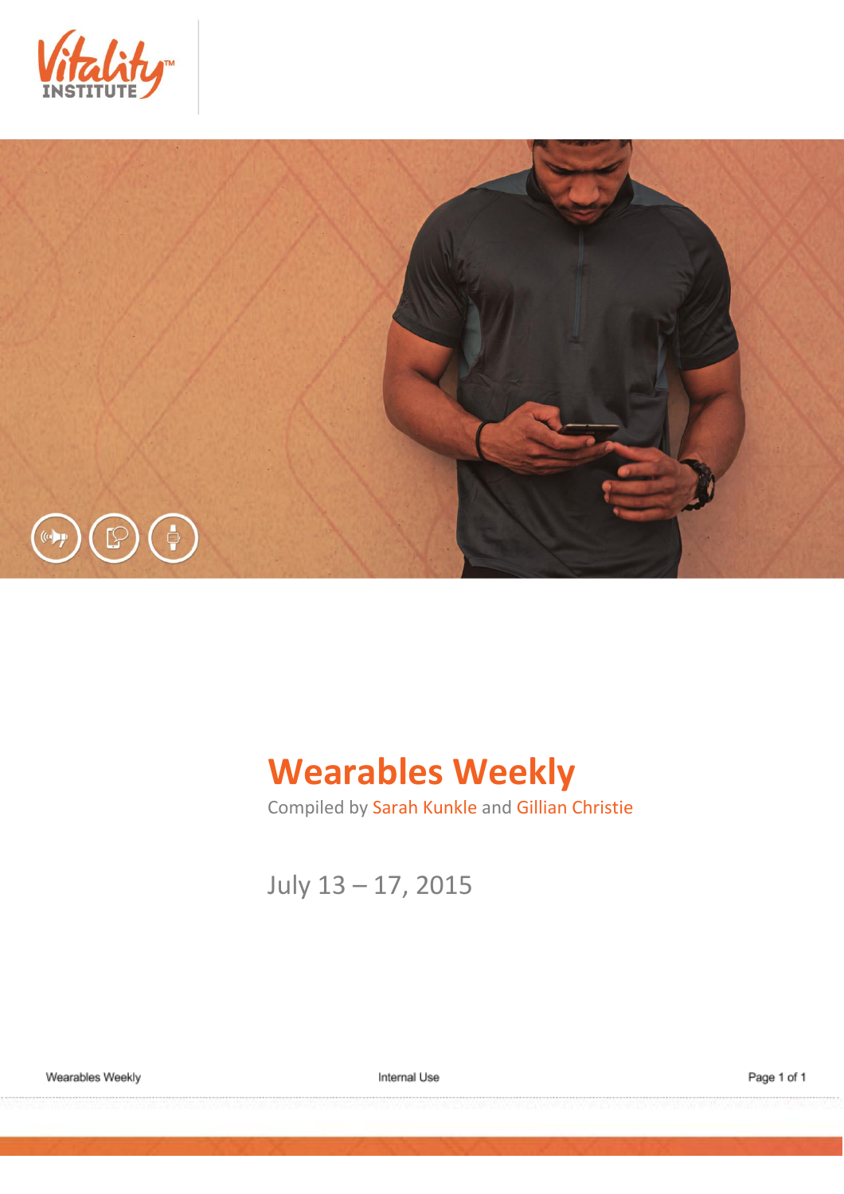# Wearables Weekly

Compiled by Sarah Kunkle and Gillian Christie

July 13 – 17, 2015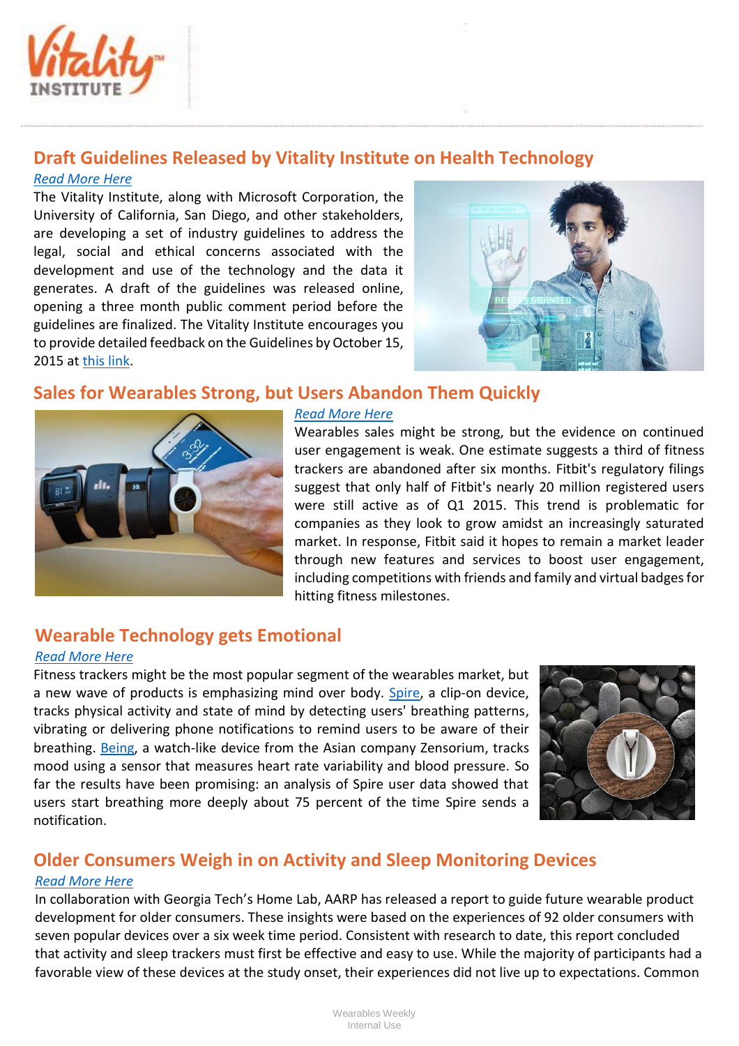## Draft Guidelines Released by Vitality Institute on Health Technology

*Read More Here*

The Vitality Institute, along with Microsoft Corporation, the University of California, San Diego, and other stakeholders, are developing a set of industry guidelines to address the legal, social and ethical concerns associated with the development and use of the technology and the data it generates. A draft of the guidelines was released online, opening a three month public comment period before the guidelines are finalized. The Vitality Institute encourages you to provide detailed feedback on the Guidelines by October 15, 2015 at this link.

## Sales for Wearables Strong, but Users Abandon Them Quickly

*Read More Here*

Wearables sales might be strong, but the evidence on continued user engagement is weak. One estimate suggests a third of fitness trackers are abandoned after six months. Fitbit's regulatory filings suggest that only half of Fitbit's nearly 20 million registered users were still active as of Q1 2015. This trend is problematic for companies as they look to grow amidst an increasingly saturated market. In response, Fitbit said it hopes to remain a market leader through new features and services to boost user engagement, including competitions with friends and family and virtual badges for hitting fitness milestones.

## Wearable Technology gets Emotional

*Read More Here*

Fitness trackers might be the most popular segment of the wearables market, but a new wave of products is emphasizing mind over body. Spire, a clip-on device, tracks physical activity and state of mind by detecting users' breathing patterns, vibrating or delivering phone notifications to remind users to be aware of their breathing. Being, a watch-like device from the Asian company Zensorium, tracks mood using a sensor that measures heart rate variability and blood pressure. So far the results have been promising: an analysis of Spire user data showed that users start breathing more deeply about 75 percent of the time Spire sends a notification.

## Older Consumers Weigh in on Activity and Sleep Monitoring Devices

*Read More Here*

In collaboration with Georgia Tech's Home Lab, AARP has released a report to guide future wearable product development for older consumers. These insights were based on the experiences of 92 older consumers with seven popular devices over a six week time period. Consistent with research to date, this report concluded that activity and sleep trackers must first be effective and easy to use. While the majority of participants had a favorable view of these devices at the study onset, their experiences did not live up to expectations. Common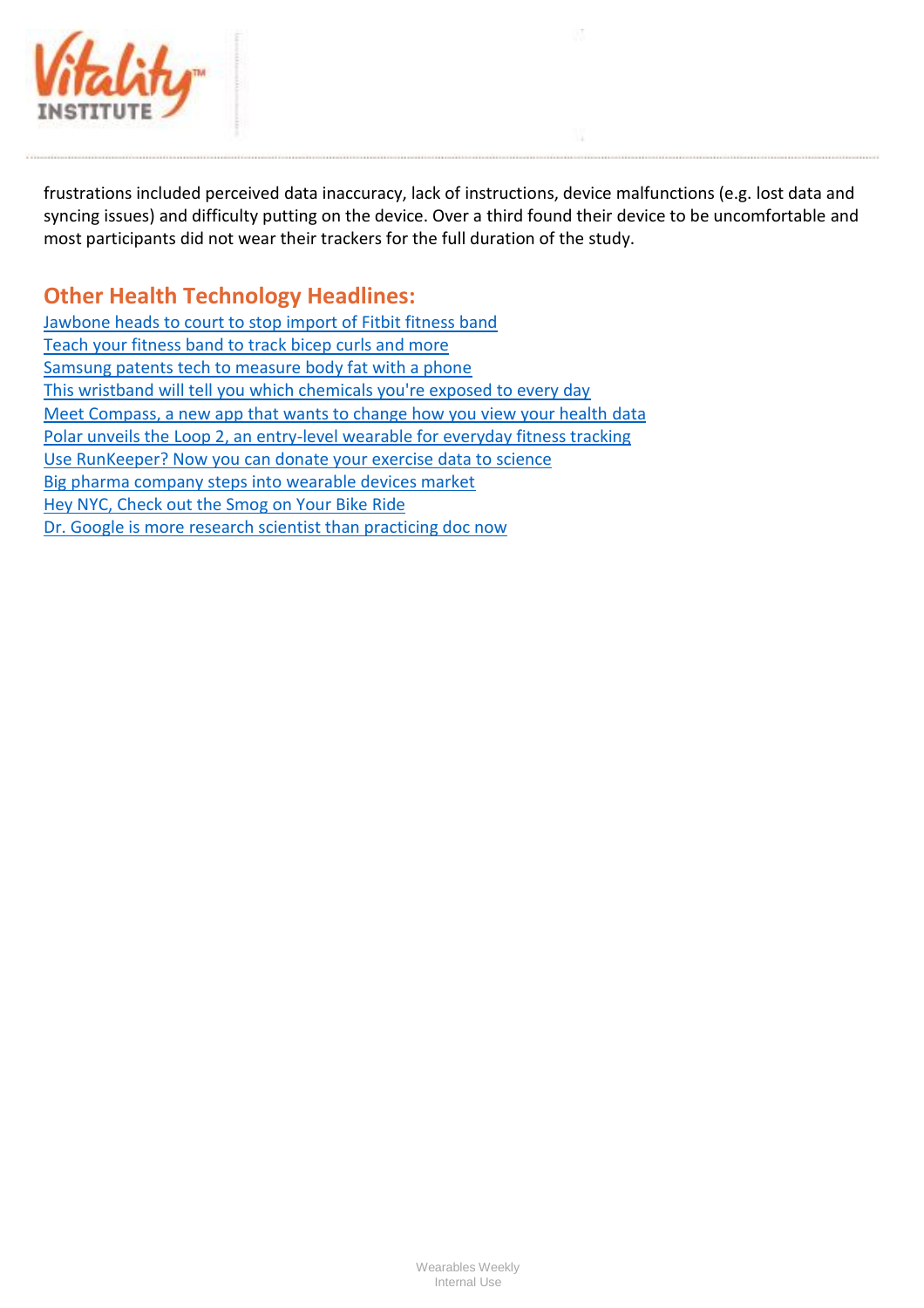frustrations included perceived data inaccuracy, lack of instructions, device malfunctions (e.g. lost data and syncing issues) and difficulty putting on the device. Over a third found their device to be uncomfortable and most participants did not wear their trackers for the full duration of the study.

## Other Health Technology Headlines:

Jawbone heads to court to stop import of Fitbit fitness band
Teach your fitness band to track bicep curls and more
Samsung patents tech to measure body fat with a phone
This wristband will tell you which chemicals you're exposed to every day
Meet Compass, a new app that wants to change how you view your health data
Polar unveils the Loop 2, an entry-level wearable for everyday fitness tracking
Use RunKeeper? Now you can donate your exercise data to science
Big pharma company steps into wearable devices market
Hey NYC, Check out the Smog on Your Bike Ride
Dr. Google is more research scientist than practicing doc now